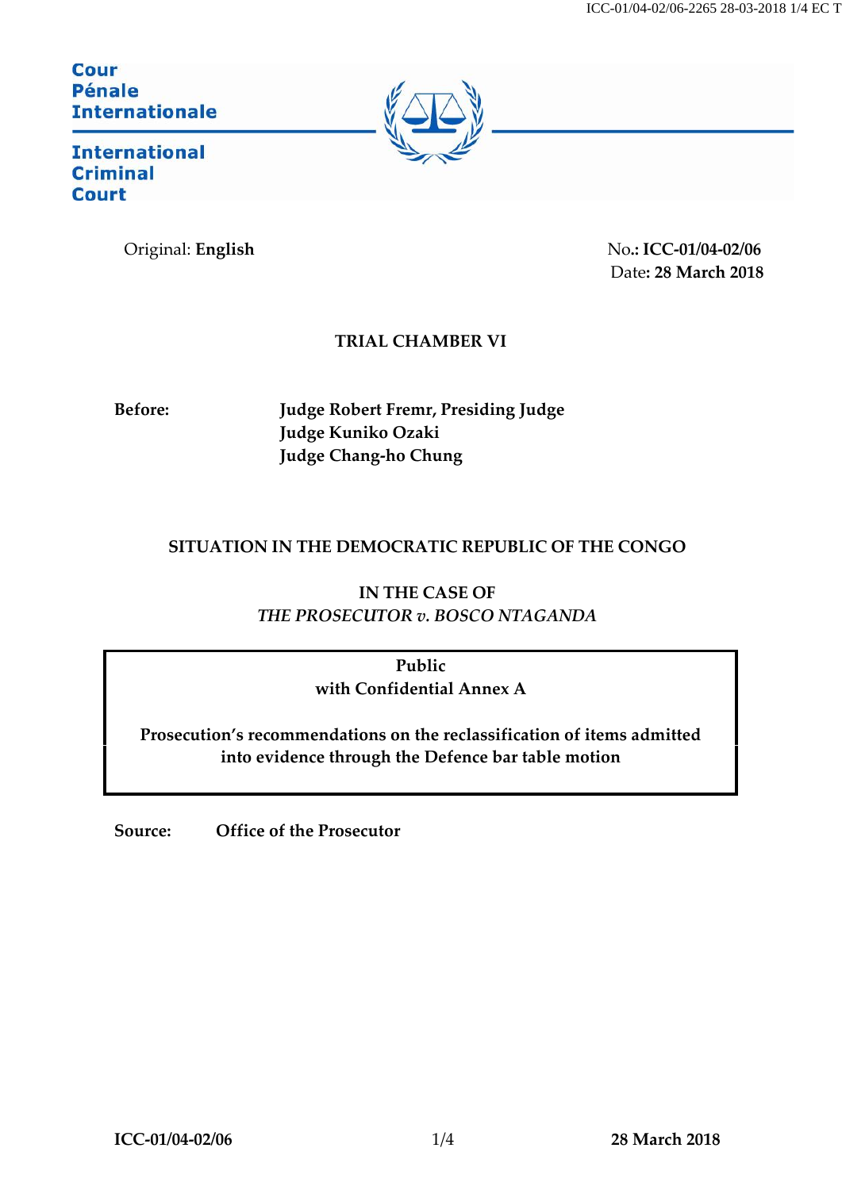Cour Pénale Internationale

International Criminal Court

Original: **English**

No.: **ICC-01/04-02/06**
Date: **28 March 2018**

**TRIAL CHAMBER VI**

**Before:** **Judge Robert Fremr, Presiding Judge**
**Judge Kuniko Ozaki**
**Judge Chang-ho Chung**

**SITUATION IN THE DEMOCRATIC REPUBLIC OF THE CONGO**

**IN THE CASE OF**
***THE PROSECUTOR v. BOSCO NTAGANDA***

**Public**
**with Confidential Annex A**

**Prosecution's recommendations on the reclassification of items admitted into evidence through the Defence bar table motion**

**Source:** **Office of the Prosecutor**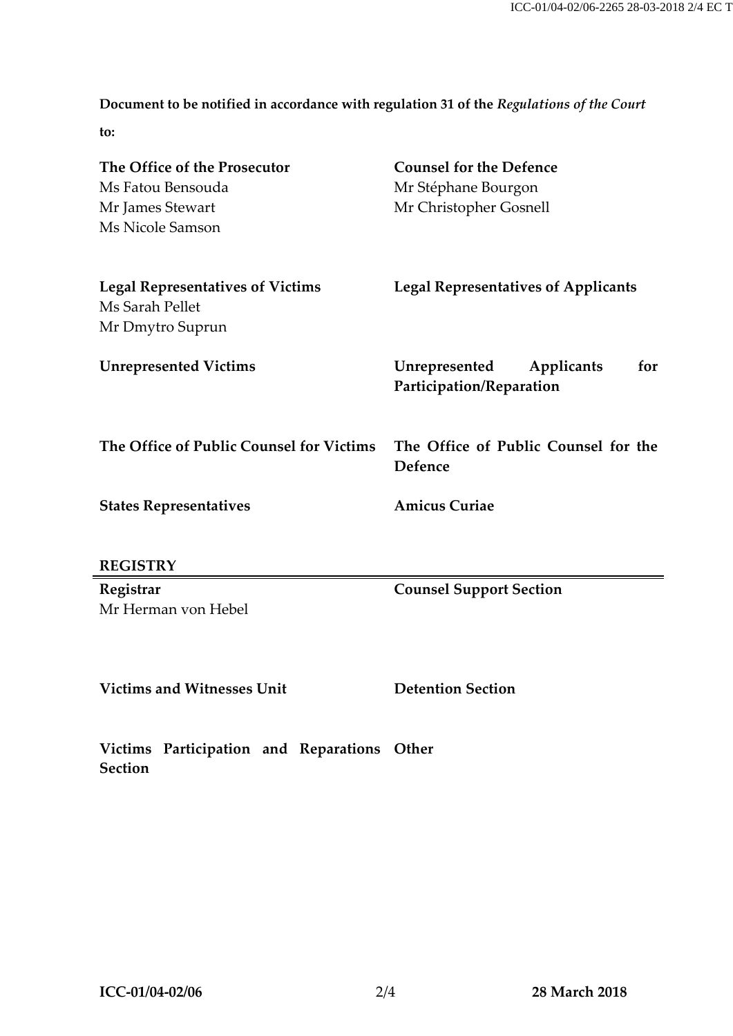**Document to be notified in accordance with regulation 31 of the *Regulations of the Court* to:**

| | |
|---|---|
| **The Office of the Prosecutor**<br>Ms Fatou Bensouda<br>Mr James Stewart<br>Ms Nicole Samson | **Counsel for the Defence**<br>Mr Stéphane Bourgon<br>Mr Christopher Gosnell |
| **Legal Representatives of Victims**<br>Ms Sarah Pellet<br>Mr Dmytro Suprun | **Legal Representatives of Applicants** |
| **Unrepresented Victims** | **Unrepresented Applicants for Participation/Reparation** |
| **The Office of Public Counsel for Victims** | **The Office of Public Counsel for the Defence** |
| **States Representatives** | **Amicus Curiae** |

**REGISTRY**

| | |
|---|---|
| **Registrar**<br>Mr Herman von Hebel | **Counsel Support Section** |
| **Victims and Witnesses Unit** | **Detention Section** |
| **Victims Participation and Reparations Section** | **Other** |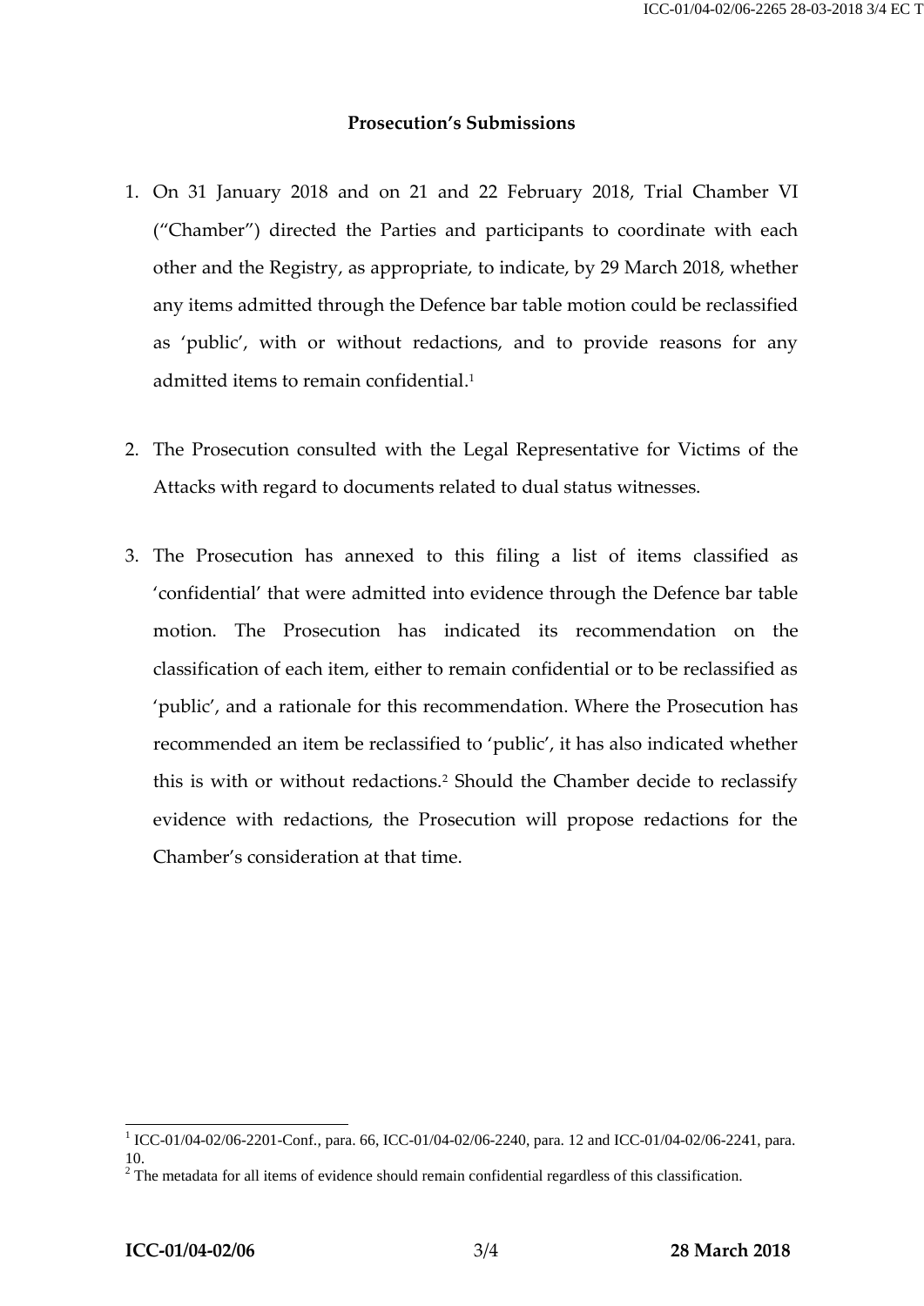**Prosecution's Submissions**

1. On 31 January 2018 and on 21 and 22 February 2018, Trial Chamber VI ("Chamber") directed the Parties and participants to coordinate with each other and the Registry, as appropriate, to indicate, by 29 March 2018, whether any items admitted through the Defence bar table motion could be reclassified as 'public', with or without redactions, and to provide reasons for any admitted items to remain confidential.[1]

2. The Prosecution consulted with the Legal Representative for Victims of the Attacks with regard to documents related to dual status witnesses.

3. The Prosecution has annexed to this filing a list of items classified as 'confidential' that were admitted into evidence through the Defence bar table motion. The Prosecution has indicated its recommendation on the classification of each item, either to remain confidential or to be reclassified as 'public', and a rationale for this recommendation. Where the Prosecution has recommended an item be reclassified to 'public', it has also indicated whether this is with or without redactions.[2] Should the Chamber decide to reclassify evidence with redactions, the Prosecution will propose redactions for the Chamber's consideration at that time.

---

[1] ICC-01/04-02/06-2201-Conf., para. 66, ICC-01/04-02/06-2240, para. 12 and ICC-01/04-02/06-2241, para. 10.

[2] The metadata for all items of evidence should remain confidential regardless of this classification.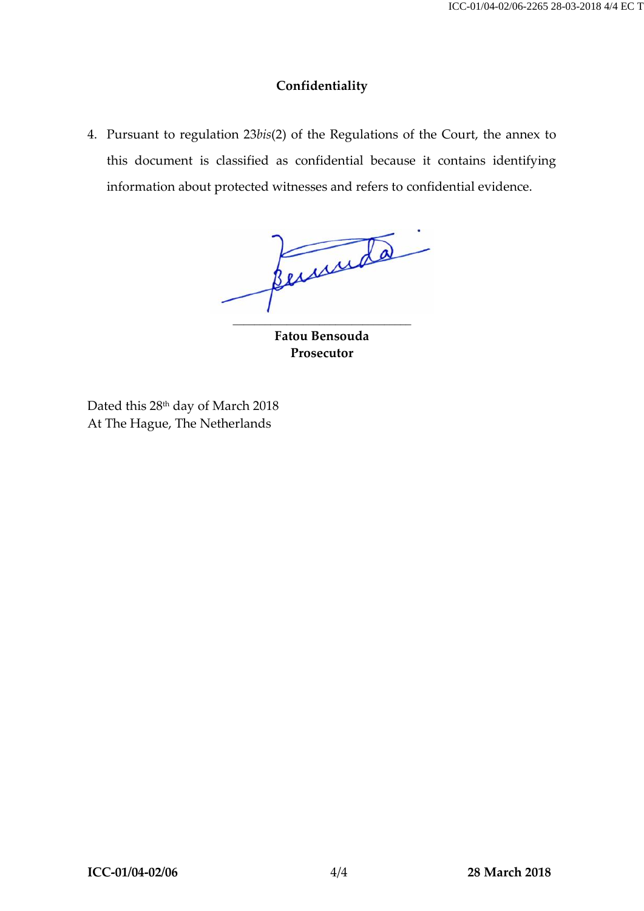## Confidentiality

4. Pursuant to regulation 23*bis*(2) of the Regulations of the Court, the annex to this document is classified as confidential because it contains identifying information about protected witnesses and refers to confidential evidence.

**Fatou Bensouda**
**Prosecutor**

Dated this 28th day of March 2018
At The Hague, The Netherlands